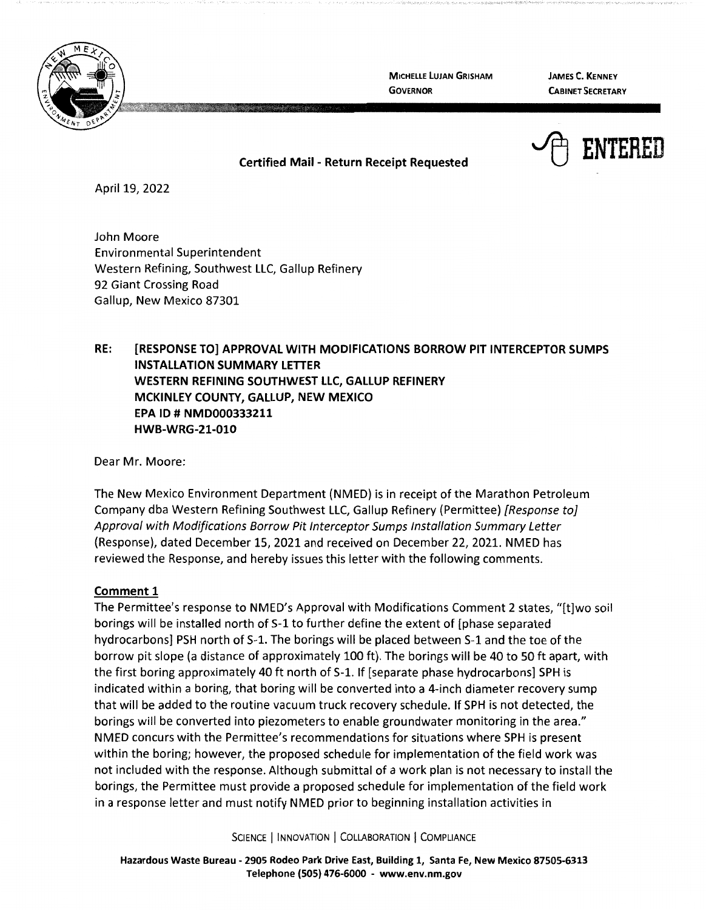MICHELLE LUJAN GRISHAM
GOVERNOR

JAMES C. KENNEY
CABINET SECRETARY

ENTERED

**Certified Mail - Return Receipt Requested**

April 19, 2022

John Moore
Environmental Superintendent
Western Refining, Southwest LLC, Gallup Refinery
92 Giant Crossing Road
Gallup, New Mexico 87301

**RE: [RESPONSE TO] APPROVAL WITH MODIFICATIONS BORROW PIT INTERCEPTOR SUMPS INSTALLATION SUMMARY LETTER
WESTERN REFINING SOUTHWEST LLC, GALLUP REFINERY
MCKINLEY COUNTY, GALLUP, NEW MEXICO
EPA ID # NMD000333211
HWB-WRG-21-010**

Dear Mr. Moore:

The New Mexico Environment Department (NMED) is in receipt of the Marathon Petroleum Company dba Western Refining Southwest LLC, Gallup Refinery (Permittee) *[Response to] Approval with Modifications Borrow Pit Interceptor Sumps Installation Summary Letter* (Response), dated December 15, 2021 and received on December 22, 2021. NMED has reviewed the Response, and hereby issues this letter with the following comments.

**Comment 1**

The Permittee's response to NMED's Approval with Modifications Comment 2 states, "[t]wo soil borings will be installed north of S-1 to further define the extent of [phase separated hydrocarbons] PSH north of S-1. The borings will be placed between S-1 and the toe of the borrow pit slope (a distance of approximately 100 ft). The borings will be 40 to 50 ft apart, with the first boring approximately 40 ft north of S-1. If [separate phase hydrocarbons] SPH is indicated within a boring, that boring will be converted into a 4-inch diameter recovery sump that will be added to the routine vacuum truck recovery schedule. If SPH is not detected, the borings will be converted into piezometers to enable groundwater monitoring in the area." NMED concurs with the Permittee's recommendations for situations where SPH is present within the boring; however, the proposed schedule for implementation of the field work was not included with the response. Although submittal of a work plan is not necessary to install the borings, the Permittee must provide a proposed schedule for implementation of the field work in a response letter and must notify NMED prior to beginning installation activities in

SCIENCE | INNOVATION | COLLABORATION | COMPLIANCE

Hazardous Waste Bureau - 2905 Rodeo Park Drive East, Building 1, Santa Fe, New Mexico 87505-6313
Telephone (505) 476-6000 - www.env.nm.gov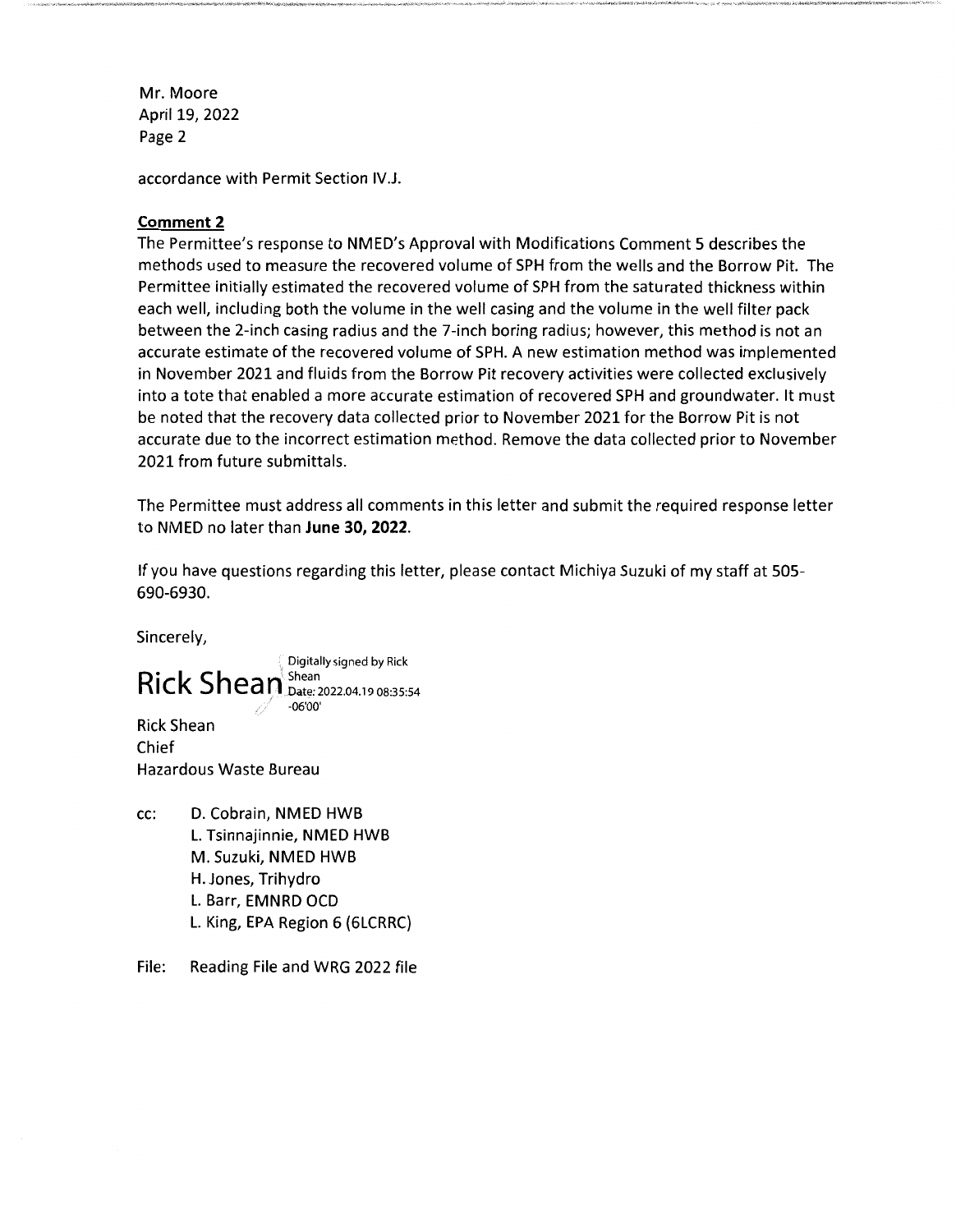accordance with Permit Section IV.J.

**Comment 2**

The Permittee's response to NMED's Approval with Modifications Comment 5 describes the methods used to measure the recovered volume of SPH from the wells and the Borrow Pit. The Permittee initially estimated the recovered volume of SPH from the saturated thickness within each well, including both the volume in the well casing and the volume in the well filter pack between the 2-inch casing radius and the 7-inch boring radius; however, this method is not an accurate estimate of the recovered volume of SPH. A new estimation method was implemented in November 2021 and fluids from the Borrow Pit recovery activities were collected exclusively into a tote that enabled a more accurate estimation of recovered SPH and groundwater. It must be noted that the recovery data collected prior to November 2021 for the Borrow Pit is not accurate due to the incorrect estimation method. Remove the data collected prior to November 2021 from future submittals.

The Permittee must address all comments in this letter and submit the required response letter to NMED no later than **June 30, 2022**.

If you have questions regarding this letter, please contact Michiya Suzuki of my staff at 505-690-6930.

Sincerely,

Rick Shean
Digitally signed by Rick Shean
Date: 2022.04.19 08:35:54 -06'00'

Rick Shean
Chief
Hazardous Waste Bureau

cc: D. Cobrain, NMED HWB
L. Tsinnajinnie, NMED HWB
M. Suzuki, NMED HWB
H. Jones, Trihydro
L. Barr, EMNRD OCD
L. King, EPA Region 6 (6LCRRC)

File: Reading File and WRG 2022 file